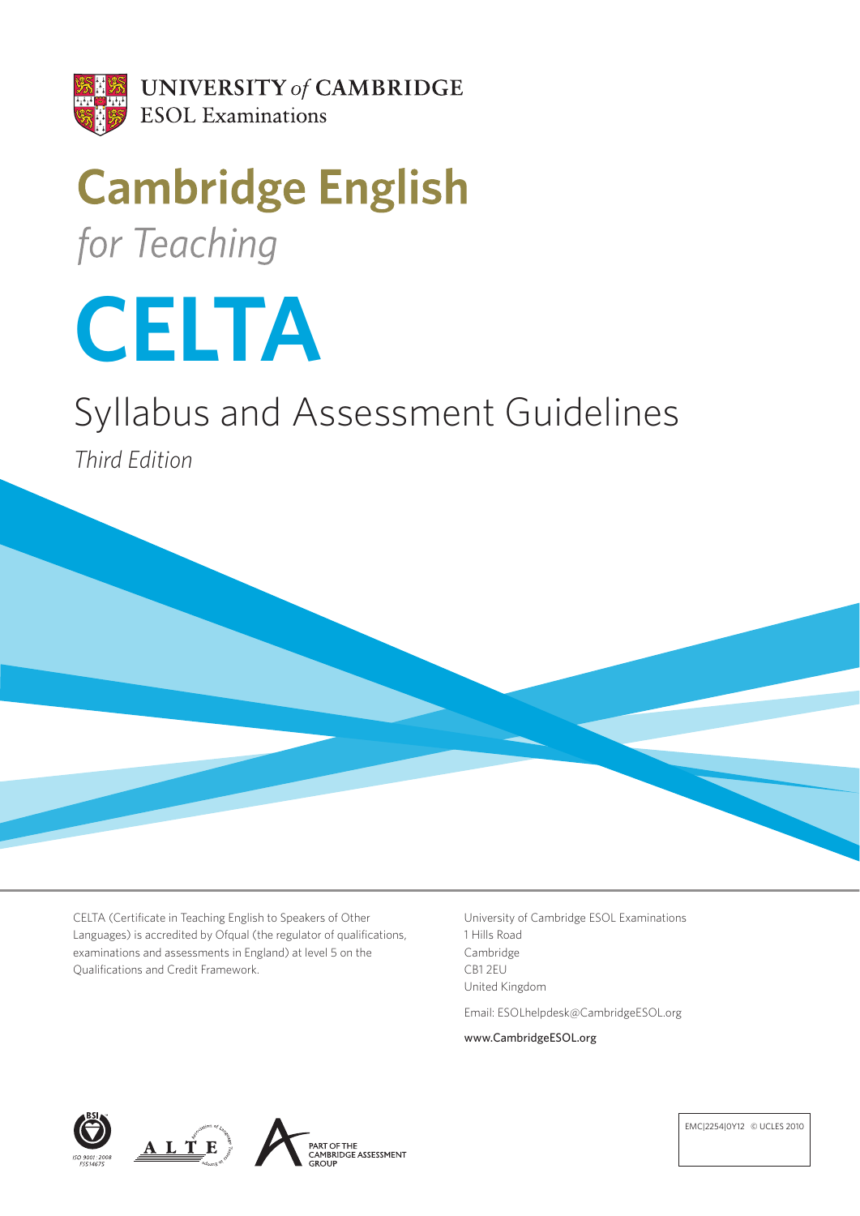UNIVERSITY *of* CAMBRIDGE
ESOL Examinations

# Cambridge English

*for Teaching*

# CELTA

## Syllabus and Assessment Guidelines

*Third Edition*

CELTA (Certificate in Teaching English to Speakers of Other Languages) is accredited by Ofqual (the regulator of qualifications, examinations and assessments in England) at level 5 on the Qualifications and Credit Framework.

University of Cambridge ESOL Examinations
1 Hills Road
Cambridge
CB1 2EU
United Kingdom

Email: ESOLhelpdesk@CambridgeESOL.org

www.CambridgeESOL.org

ISO 9001:2008 FS514675

ALTE

PART OF THE CAMBRIDGE ASSESSMENT GROUP

EMC|2254|0Y12 © UCLES 2010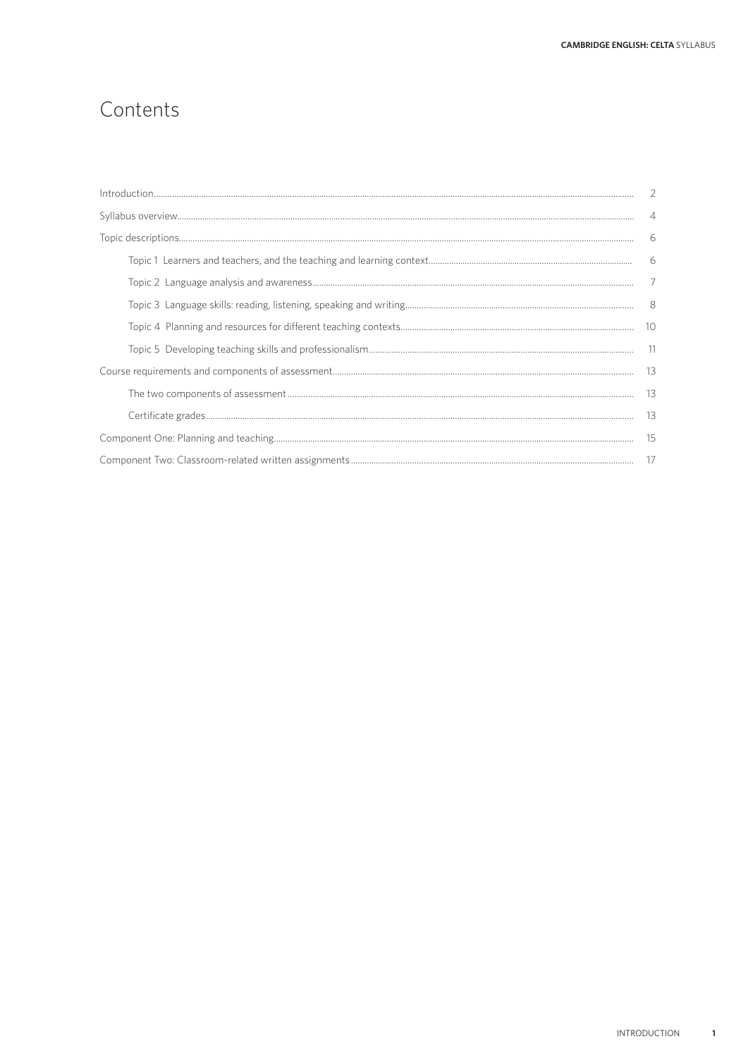# Contents

| | |
|---|---|
| Introduction | 2 |
| Syllabus overview | 4 |
| Topic descriptions | 6 |
| Topic 1 Learners and teachers, and the teaching and learning context | 6 |
| Topic 2 Language analysis and awareness | 7 |
| Topic 3 Language skills: reading, listening, speaking and writing | 8 |
| Topic 4 Planning and resources for different teaching contexts | 10 |
| Topic 5 Developing teaching skills and professionalism | 11 |
| Course requirements and components of assessment | 13 |
| The two components of assessment | 13 |
| Certificate grades | 13 |
| Component One: Planning and teaching | 15 |
| Component Two: Classroom-related written assignments | 17 |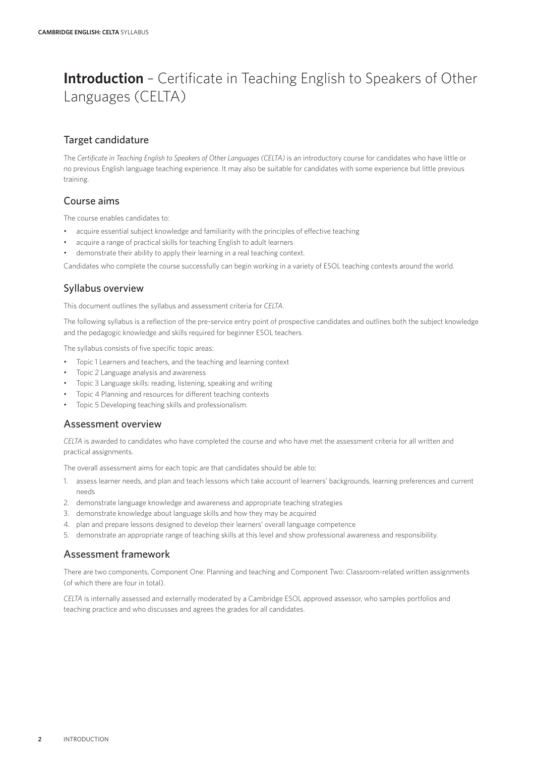# **Introduction** – Certificate in Teaching English to Speakers of Other Languages (CELTA)

## Target candidature

The *Certificate in Teaching English to Speakers of Other Languages (CELTA)* is an introductory course for candidates who have little or no previous English language teaching experience. It may also be suitable for candidates with some experience but little previous training.

## Course aims

The course enables candidates to:

- acquire essential subject knowledge and familiarity with the principles of effective teaching
- acquire a range of practical skills for teaching English to adult learners
- demonstrate their ability to apply their learning in a real teaching context.

Candidates who complete the course successfully can begin working in a variety of ESOL teaching contexts around the world.

## Syllabus overview

This document outlines the syllabus and assessment criteria for *CELTA*.

The following syllabus is a reflection of the pre-service entry point of prospective candidates and outlines both the subject knowledge and the pedagogic knowledge and skills required for beginner ESOL teachers.

The syllabus consists of five specific topic areas:

- Topic 1 Learners and teachers, and the teaching and learning context
- Topic 2 Language analysis and awareness
- Topic 3 Language skills: reading, listening, speaking and writing
- Topic 4 Planning and resources for different teaching contexts
- Topic 5 Developing teaching skills and professionalism.

## Assessment overview

*CELTA* is awarded to candidates who have completed the course and who have met the assessment criteria for all written and practical assignments.

The overall assessment aims for each topic are that candidates should be able to:

1. assess learner needs, and plan and teach lessons which take account of learners' backgrounds, learning preferences and current needs
2. demonstrate language knowledge and awareness and appropriate teaching strategies
3. demonstrate knowledge about language skills and how they may be acquired
4. plan and prepare lessons designed to develop their learners' overall language competence
5. demonstrate an appropriate range of teaching skills at this level and show professional awareness and responsibility.

## Assessment framework

There are two components, Component One: Planning and teaching and Component Two: Classroom-related written assignments (of which there are four in total).

*CELTA* is internally assessed and externally moderated by a Cambridge ESOL approved assessor, who samples portfolios and teaching practice and who discusses and agrees the grades for all candidates.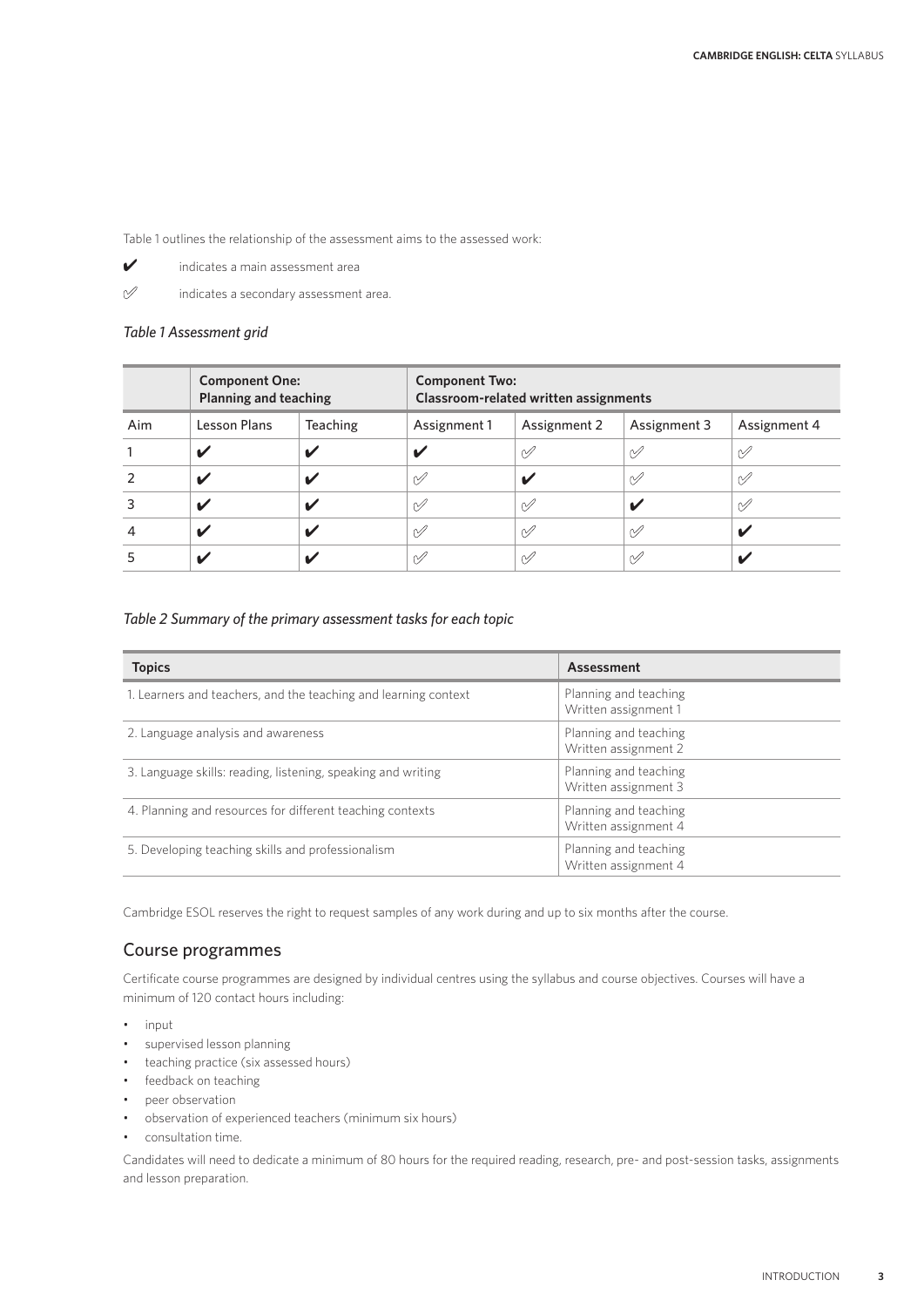Table 1 outlines the relationship of the assessment aims to the assessed work:

✔ indicates a main assessment area

✐ indicates a secondary assessment area.

*Table 1 Assessment grid*

| | **Component One: Planning and teaching** | | **Component Two: Classroom-related written assignments** | | | |
|---|---|---|---|---|---|---|
| Aim | Lesson Plans | Teaching | Assignment 1 | Assignment 2 | Assignment 3 | Assignment 4 |
| 1 | ✔ | ✔ | ✔ | ✐ | ✐ | ✐ |
| 2 | ✔ | ✔ | ✐ | ✔ | ✐ | ✐ |
| 3 | ✔ | ✔ | ✐ | ✐ | ✔ | ✐ |
| 4 | ✔ | ✔ | ✐ | ✐ | ✐ | ✔ |
| 5 | ✔ | ✔ | ✐ | ✐ | ✐ | ✔ |

*Table 2 Summary of the primary assessment tasks for each topic*

| **Topics** | **Assessment** |
|---|---|
| 1. Learners and teachers, and the teaching and learning context | Planning and teaching<br>Written assignment 1 |
| 2. Language analysis and awareness | Planning and teaching<br>Written assignment 2 |
| 3. Language skills: reading, listening, speaking and writing | Planning and teaching<br>Written assignment 3 |
| 4. Planning and resources for different teaching contexts | Planning and teaching<br>Written assignment 4 |
| 5. Developing teaching skills and professionalism | Planning and teaching<br>Written assignment 4 |

Cambridge ESOL reserves the right to request samples of any work during and up to six months after the course.

## Course programmes

Certificate course programmes are designed by individual centres using the syllabus and course objectives. Courses will have a minimum of 120 contact hours including:

- input
- supervised lesson planning
- teaching practice (six assessed hours)
- feedback on teaching
- peer observation
- observation of experienced teachers (minimum six hours)
- consultation time.

Candidates will need to dedicate a minimum of 80 hours for the required reading, research, pre- and post-session tasks, assignments and lesson preparation.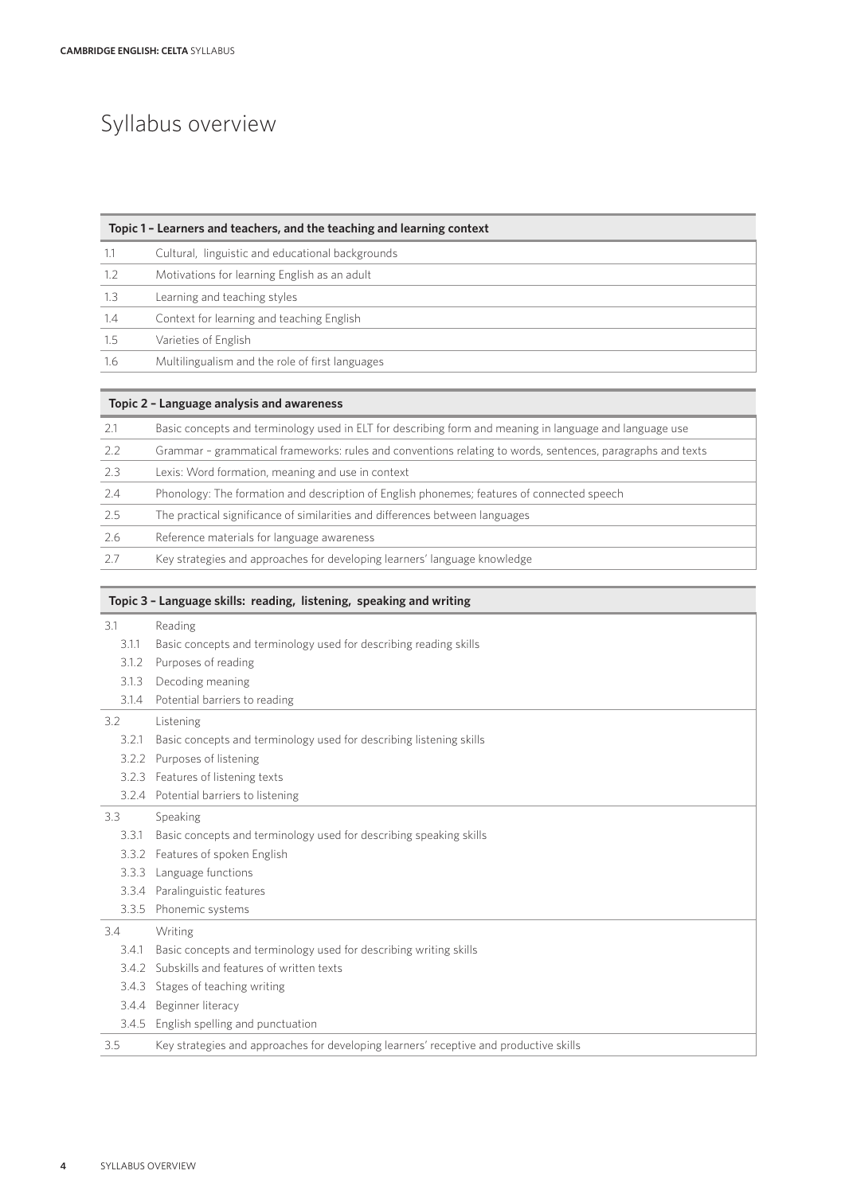# Syllabus overview

| Topic 1 – Learners and teachers, and the teaching and learning context | |
|---|---|
| 1.1 | Cultural, linguistic and educational backgrounds |
| 1.2 | Motivations for learning English as an adult |
| 1.3 | Learning and teaching styles |
| 1.4 | Context for learning and teaching English |
| 1.5 | Varieties of English |
| 1.6 | Multilingualism and the role of first languages |

| Topic 2 – Language analysis and awareness | |
|---|---|
| 2.1 | Basic concepts and terminology used in ELT for describing form and meaning in language and language use |
| 2.2 | Grammar – grammatical frameworks: rules and conventions relating to words, sentences, paragraphs and texts |
| 2.3 | Lexis: Word formation, meaning and use in context |
| 2.4 | Phonology: The formation and description of English phonemes; features of connected speech |
| 2.5 | The practical significance of similarities and differences between languages |
| 2.6 | Reference materials for language awareness |
| 2.7 | Key strategies and approaches for developing learners' language knowledge |

| Topic 3 – Language skills: reading, listening, speaking and writing | |
|---|---|
| 3.1 | Reading |
| 3.1.1 | Basic concepts and terminology used for describing reading skills |
| 3.1.2 | Purposes of reading |
| 3.1.3 | Decoding meaning |
| 3.1.4 | Potential barriers to reading |
| 3.2 | Listening |
| 3.2.1 | Basic concepts and terminology used for describing listening skills |
| 3.2.2 | Purposes of listening |
| 3.2.3 | Features of listening texts |
| 3.2.4 | Potential barriers to listening |
| 3.3 | Speaking |
| 3.3.1 | Basic concepts and terminology used for describing speaking skills |
| 3.3.2 | Features of spoken English |
| 3.3.3 | Language functions |
| 3.3.4 | Paralinguistic features |
| 3.3.5 | Phonemic systems |
| 3.4 | Writing |
| 3.4.1 | Basic concepts and terminology used for describing writing skills |
| 3.4.2 | Subskills and features of written texts |
| 3.4.3 | Stages of teaching writing |
| 3.4.4 | Beginner literacy |
| 3.4.5 | English spelling and punctuation |
| 3.5 | Key strategies and approaches for developing learners' receptive and productive skills |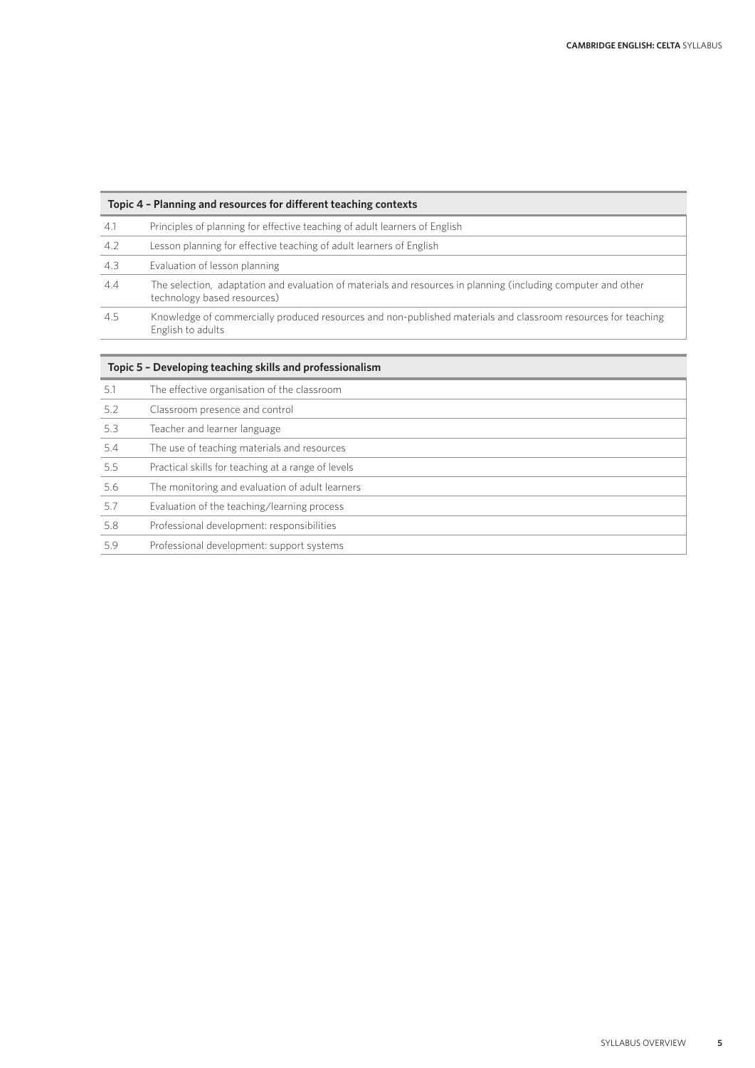| Topic 4 – Planning and resources for different teaching contexts | |
|---|---|
| 4.1 | Principles of planning for effective teaching of adult learners of English |
| 4.2 | Lesson planning for effective teaching of adult learners of English |
| 4.3 | Evaluation of lesson planning |
| 4.4 | The selection, adaptation and evaluation of materials and resources in planning (including computer and other technology based resources) |
| 4.5 | Knowledge of commercially produced resources and non-published materials and classroom resources for teaching English to adults |

| Topic 5 – Developing teaching skills and professionalism | |
|---|---|
| 5.1 | The effective organisation of the classroom |
| 5.2 | Classroom presence and control |
| 5.3 | Teacher and learner language |
| 5.4 | The use of teaching materials and resources |
| 5.5 | Practical skills for teaching at a range of levels |
| 5.6 | The monitoring and evaluation of adult learners |
| 5.7 | Evaluation of the teaching/learning process |
| 5.8 | Professional development: responsibilities |
| 5.9 | Professional development: support systems |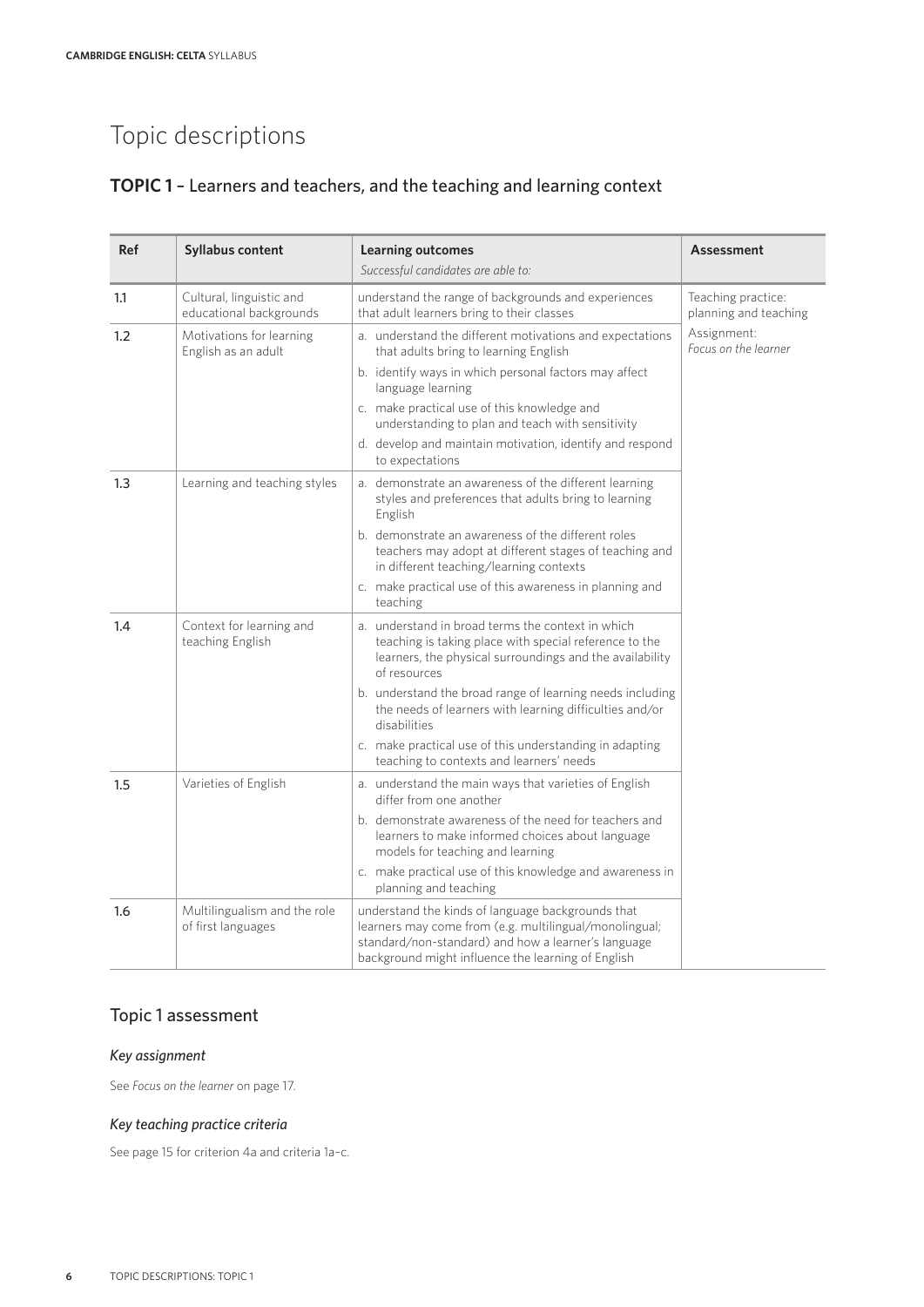# Topic descriptions

## **TOPIC 1** – Learners and teachers, and the teaching and learning context

| Ref | Syllabus content | Learning outcomes<br>*Successful candidates are able to:* | Assessment |
|---|---|---|---|
| 1.1 | Cultural, linguistic and educational backgrounds | understand the range of backgrounds and experiences that adult learners bring to their classes | Teaching practice: planning and teaching<br>Assignment: *Focus on the learner* |
| 1.2 | Motivations for learning English as an adult | a. understand the different motivations and expectations that adults bring to learning English<br>b. identify ways in which personal factors may affect language learning<br>c. make practical use of this knowledge and understanding to plan and teach with sensitivity<br>d. develop and maintain motivation, identify and respond to expectations | |
| 1.3 | Learning and teaching styles | a. demonstrate an awareness of the different learning styles and preferences that adults bring to learning English<br>b. demonstrate an awareness of the different roles teachers may adopt at different stages of teaching and in different teaching/learning contexts<br>c. make practical use of this awareness in planning and teaching | |
| 1.4 | Context for learning and teaching English | a. understand in broad terms the context in which teaching is taking place with special reference to the learners, the physical surroundings and the availability of resources<br>b. understand the broad range of learning needs including the needs of learners with learning difficulties and/or disabilities<br>c. make practical use of this understanding in adapting teaching to contexts and learners' needs | |
| 1.5 | Varieties of English | a. understand the main ways that varieties of English differ from one another<br>b. demonstrate awareness of the need for teachers and learners to make informed choices about language models for teaching and learning<br>c. make practical use of this knowledge and awareness in planning and teaching | |
| 1.6 | Multilingualism and the role of first languages | understand the kinds of language backgrounds that learners may come from (e.g. multilingual/monolingual; standard/non-standard) and how a learner's language background might influence the learning of English | |

## Topic 1 assessment

### *Key assignment*

See *Focus on the learner* on page 17.

### *Key teaching practice criteria*

See page 15 for criterion 4a and criteria 1a–c.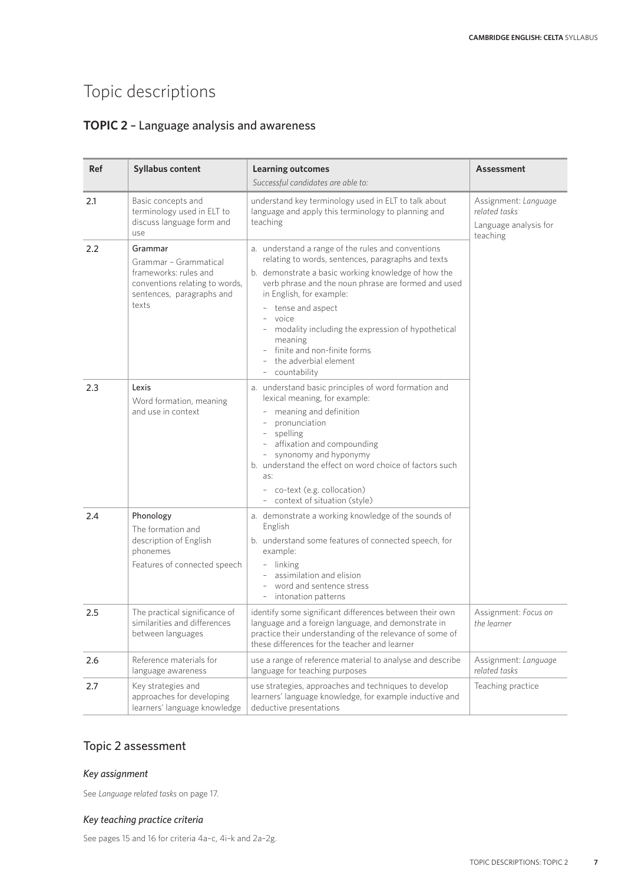# Topic descriptions

## **TOPIC 2** – Language analysis and awareness

| Ref | Syllabus content | Learning outcomes<br>*Successful candidates are able to:* | Assessment |
| --- | --- | --- | --- |
| 2.1 | Basic concepts and terminology used in ELT to discuss language form and use | understand key terminology used in ELT to talk about language and apply this terminology to planning and teaching | Assignment: *Language related tasks*<br>Language analysis for teaching |
| 2.2 | Grammar<br>Grammar – Grammatical frameworks: rules and conventions relating to words, sentences, paragraphs and texts | a. understand a range of the rules and conventions relating to words, sentences, paragraphs and texts<br>b. demonstrate a basic working knowledge of how the verb phrase and the noun phrase are formed and used in English, for example:<br>– tense and aspect<br>– voice<br>– modality including the expression of hypothetical meaning<br>– finite and non-finite forms<br>– the adverbial element<br>– countability | |
| 2.3 | Lexis<br>Word formation, meaning and use in context | a. understand basic principles of word formation and lexical meaning, for example:<br>– meaning and definition<br>– pronunciation<br>– spelling<br>– affixation and compounding<br>– synonymy and hyponymy<br>b. understand the effect on word choice of factors such as:<br>– co-text (e.g. collocation)<br>– context of situation (style) | |
| 2.4 | Phonology<br>The formation and description of English phonemes<br>Features of connected speech | a. demonstrate a working knowledge of the sounds of English<br>b. understand some features of connected speech, for example:<br>– linking<br>– assimilation and elision<br>– word and sentence stress<br>– intonation patterns | |
| 2.5 | The practical significance of similarities and differences between languages | identify some significant differences between their own language and a foreign language, and demonstrate in practice their understanding of the relevance of some of these differences for the teacher and learner | Assignment: *Focus on the learner* |
| 2.6 | Reference materials for language awareness | use a range of reference material to analyse and describe language for teaching purposes | Assignment: *Language related tasks* |
| 2.7 | Key strategies and approaches for developing learners' language knowledge | use strategies, approaches and techniques to develop learners' language knowledge, for example inductive and deductive presentations | Teaching practice |

## Topic 2 assessment

### *Key assignment*

See *Language related tasks* on page 17.

### *Key teaching practice criteria*

See pages 15 and 16 for criteria 4a–c, 4i–k and 2a–2g.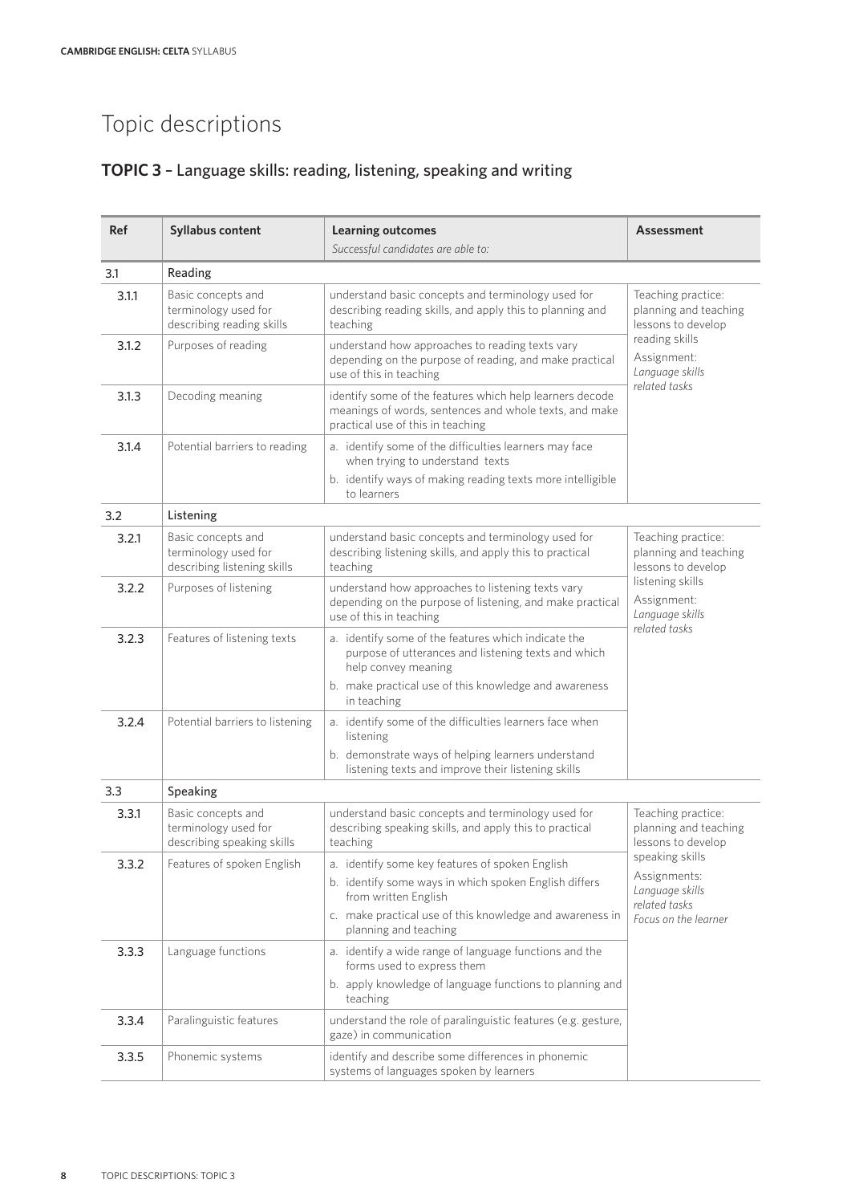# Topic descriptions

## **TOPIC 3** – Language skills: reading, listening, speaking and writing

| Ref | Syllabus content | Learning outcomes<br>*Successful candidates are able to:* | Assessment |
|---|---|---|---|
| 3.1 | Reading | | |
| 3.1.1 | Basic concepts and terminology used for describing reading skills | understand basic concepts and terminology used for describing reading skills, and apply this to planning and teaching | Teaching practice: planning and teaching lessons to develop reading skills<br>Assignment: *Language skills related tasks* |
| 3.1.2 | Purposes of reading | understand how approaches to reading texts vary depending on the purpose of reading, and make practical use of this in teaching | |
| 3.1.3 | Decoding meaning | identify some of the features which help learners decode meanings of words, sentences and whole texts, and make practical use of this in teaching | |
| 3.1.4 | Potential barriers to reading | a. identify some of the difficulties learners may face when trying to understand texts<br>b. identify ways of making reading texts more intelligible to learners | |
| 3.2 | Listening | | |
| 3.2.1 | Basic concepts and terminology used for describing listening skills | understand basic concepts and terminology used for describing listening skills, and apply this to practical teaching | Teaching practice: planning and teaching lessons to develop listening skills<br>Assignment: *Language skills related tasks* |
| 3.2.2 | Purposes of listening | understand how approaches to listening texts vary depending on the purpose of listening, and make practical use of this in teaching | |
| 3.2.3 | Features of listening texts | a. identify some of the features which indicate the purpose of utterances and listening texts and which help convey meaning<br>b. make practical use of this knowledge and awareness in teaching | |
| 3.2.4 | Potential barriers to listening | a. identify some of the difficulties learners face when listening<br>b. demonstrate ways of helping learners understand listening texts and improve their listening skills | |
| 3.3 | Speaking | | |
| 3.3.1 | Basic concepts and terminology used for describing speaking skills | understand basic concepts and terminology used for describing speaking skills, and apply this to practical teaching | Teaching practice: planning and teaching lessons to develop speaking skills<br>Assignments: *Language skills related tasks*<br>*Focus on the learner* |
| 3.3.2 | Features of spoken English | a. identify some key features of spoken English<br>b. identify some ways in which spoken English differs from written English<br>c. make practical use of this knowledge and awareness in planning and teaching | |
| 3.3.3 | Language functions | a. identify a wide range of language functions and the forms used to express them<br>b. apply knowledge of language functions to planning and teaching | |
| 3.3.4 | Paralinguistic features | understand the role of paralinguistic features (e.g. gesture, gaze) in communication | |
| 3.3.5 | Phonemic systems | identify and describe some differences in phonemic systems of languages spoken by learners | |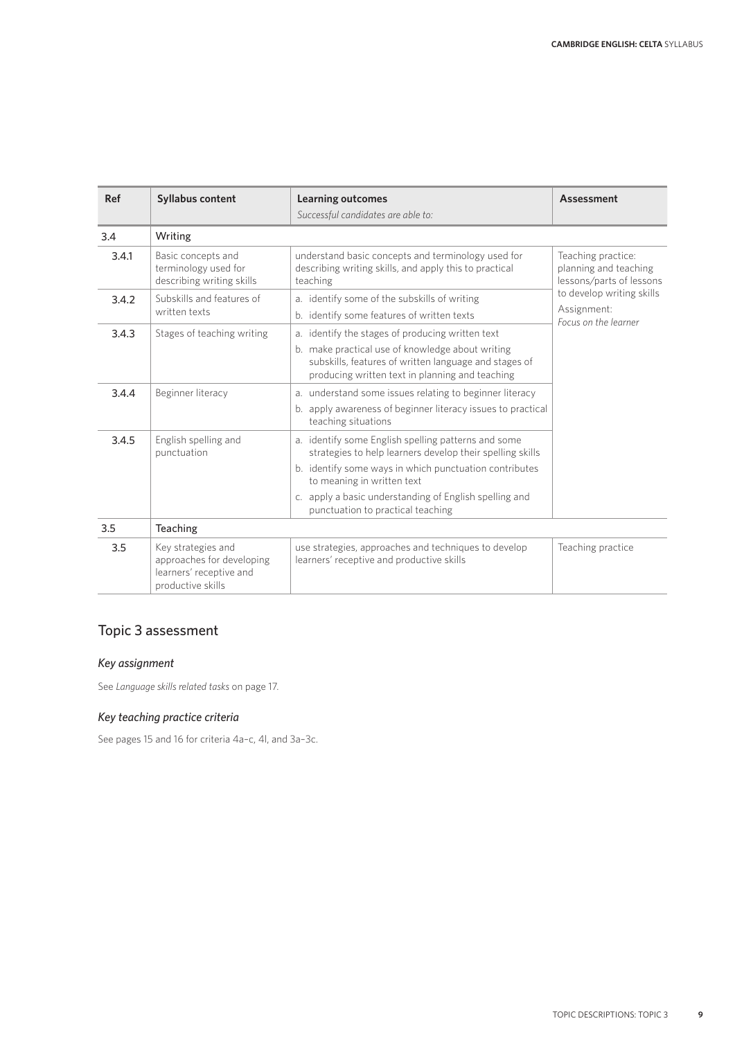| Ref | Syllabus content | Learning outcomes<br>*Successful candidates are able to:* | Assessment |
|---|---|---|---|
| 3.4 | Writing | | |
| 3.4.1 | Basic concepts and terminology used for describing writing skills | understand basic concepts and terminology used for describing writing skills, and apply this to practical teaching | Teaching practice: planning and teaching lessons/parts of lessons to develop writing skills<br>Assignment: *Focus on the learner* |
| 3.4.2 | Subskills and features of written texts | a. identify some of the subskills of writing<br>b. identify some features of written texts | |
| 3.4.3 | Stages of teaching writing | a. identify the stages of producing written text<br>b. make practical use of knowledge about writing subskills, features of written language and stages of producing written text in planning and teaching | |
| 3.4.4 | Beginner literacy | a. understand some issues relating to beginner literacy<br>b. apply awareness of beginner literacy issues to practical teaching situations | |
| 3.4.5 | English spelling and punctuation | a. identify some English spelling patterns and some strategies to help learners develop their spelling skills<br>b. identify some ways in which punctuation contributes to meaning in written text<br>c. apply a basic understanding of English spelling and punctuation to practical teaching | |
| 3.5 | Teaching | | |
| 3.5 | Key strategies and approaches for developing learners' receptive and productive skills | use strategies, approaches and techniques to develop learners' receptive and productive skills | Teaching practice |

## Topic 3 assessment

### *Key assignment*

See *Language skills related tasks* on page 17.

### *Key teaching practice criteria*

See pages 15 and 16 for criteria 4a–c, 4l, and 3a–3c.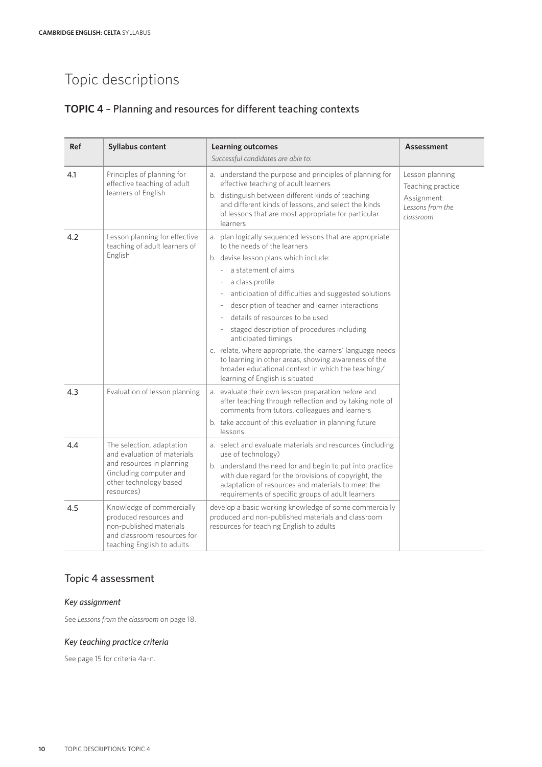# Topic descriptions

## TOPIC 4 – Planning and resources for different teaching contexts

| Ref | Syllabus content | Learning outcomes<br>*Successful candidates are able to:* | Assessment |
|---|---|---|---|
| 4.1 | Principles of planning for effective teaching of adult learners of English | a. understand the purpose and principles of planning for effective teaching of adult learners<br>b. distinguish between different kinds of teaching and different kinds of lessons, and select the kinds of lessons that are most appropriate for particular learners | Lesson planning<br>Teaching practice<br>Assignment: *Lessons from the classroom* |
| 4.2 | Lesson planning for effective teaching of adult learners of English | a. plan logically sequenced lessons that are appropriate to the needs of the learners<br>b. devise lesson plans which include:<br>- a statement of aims<br>- a class profile<br>- anticipation of difficulties and suggested solutions<br>- description of teacher and learner interactions<br>- details of resources to be used<br>- staged description of procedures including anticipated timings<br>c. relate, where appropriate, the learners' language needs to learning in other areas, showing awareness of the broader educational context in which the teaching/learning of English is situated | |
| 4.3 | Evaluation of lesson planning | a. evaluate their own lesson preparation before and after teaching through reflection and by taking note of comments from tutors, colleagues and learners<br>b. take account of this evaluation in planning future lessons | |
| 4.4 | The selection, adaptation and evaluation of materials and resources in planning (including computer and other technology based resources) | a. select and evaluate materials and resources (including use of technology)<br>b. understand the need for and begin to put into practice with due regard for the provisions of copyright, the adaptation of resources and materials to meet the requirements of specific groups of adult learners | |
| 4.5 | Knowledge of commercially produced resources and non-published materials and classroom resources for teaching English to adults | develop a basic working knowledge of some commercially produced and non-published materials and classroom resources for teaching English to adults | |

## Topic 4 assessment

### *Key assignment*

See *Lessons from the classroom* on page 18.

### *Key teaching practice criteria*

See page 15 for criteria 4a–n.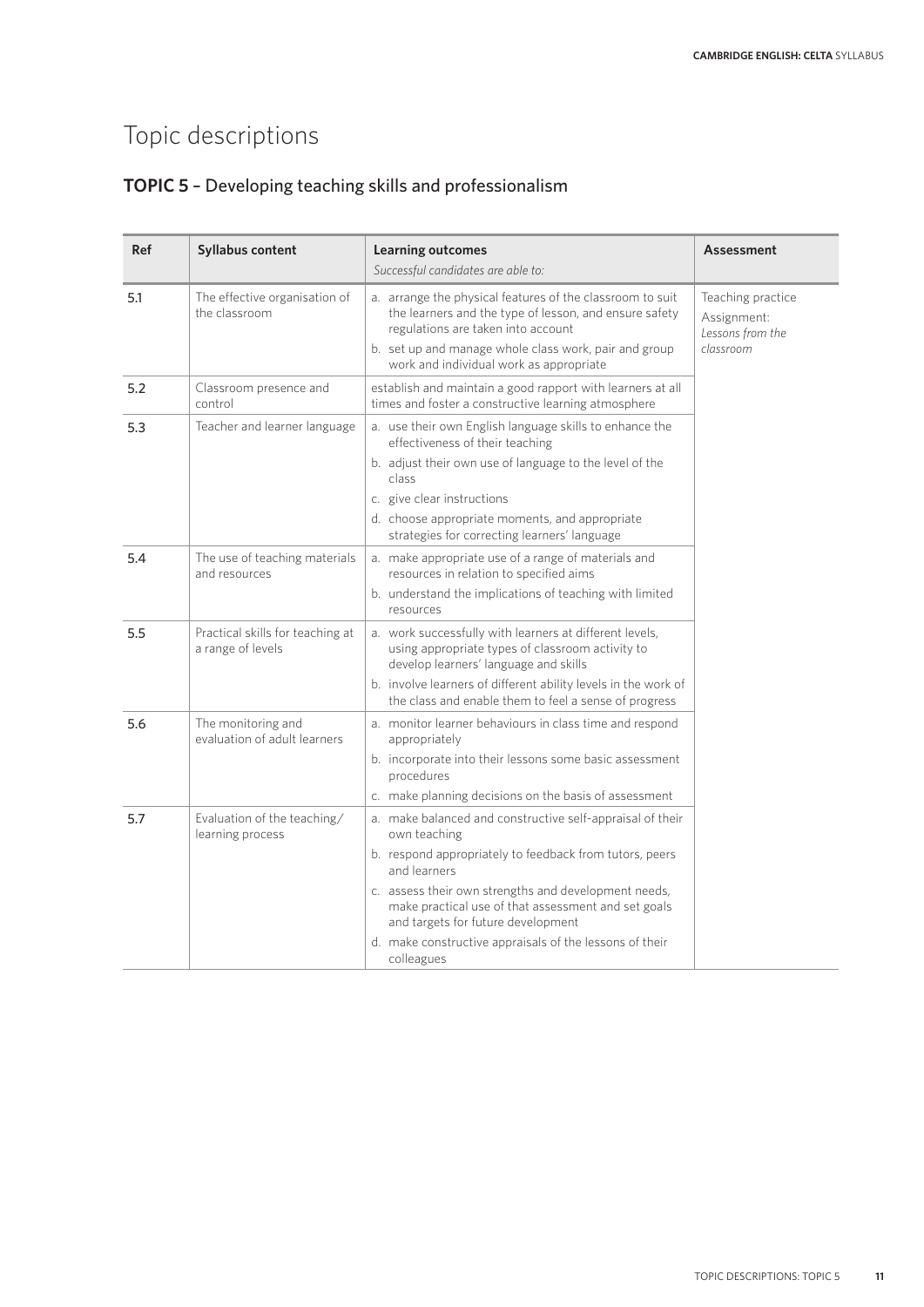# Topic descriptions

## TOPIC 5 – Developing teaching skills and professionalism

| Ref | Syllabus content | Learning outcomes<br>*Successful candidates are able to:* | Assessment |
|---|---|---|---|
| 5.1 | The effective organisation of the classroom | a. arrange the physical features of the classroom to suit the learners and the type of lesson, and ensure safety regulations are taken into account<br>b. set up and manage whole class work, pair and group work and individual work as appropriate | Teaching practice<br>Assignment: *Lessons from the classroom* |
| 5.2 | Classroom presence and control | establish and maintain a good rapport with learners at all times and foster a constructive learning atmosphere | |
| 5.3 | Teacher and learner language | a. use their own English language skills to enhance the effectiveness of their teaching<br>b. adjust their own use of language to the level of the class<br>c. give clear instructions<br>d. choose appropriate moments, and appropriate strategies for correcting learners' language | |
| 5.4 | The use of teaching materials and resources | a. make appropriate use of a range of materials and resources in relation to specified aims<br>b. understand the implications of teaching with limited resources | |
| 5.5 | Practical skills for teaching at a range of levels | a. work successfully with learners at different levels, using appropriate types of classroom activity to develop learners' language and skills<br>b. involve learners of different ability levels in the work of the class and enable them to feel a sense of progress | |
| 5.6 | The monitoring and evaluation of adult learners | a. monitor learner behaviours in class time and respond appropriately<br>b. incorporate into their lessons some basic assessment procedures<br>c. make planning decisions on the basis of assessment | |
| 5.7 | Evaluation of the teaching/ learning process | a. make balanced and constructive self-appraisal of their own teaching<br>b. respond appropriately to feedback from tutors, peers and learners<br>c. assess their own strengths and development needs, make practical use of that assessment and set goals and targets for future development<br>d. make constructive appraisals of the lessons of their colleagues | |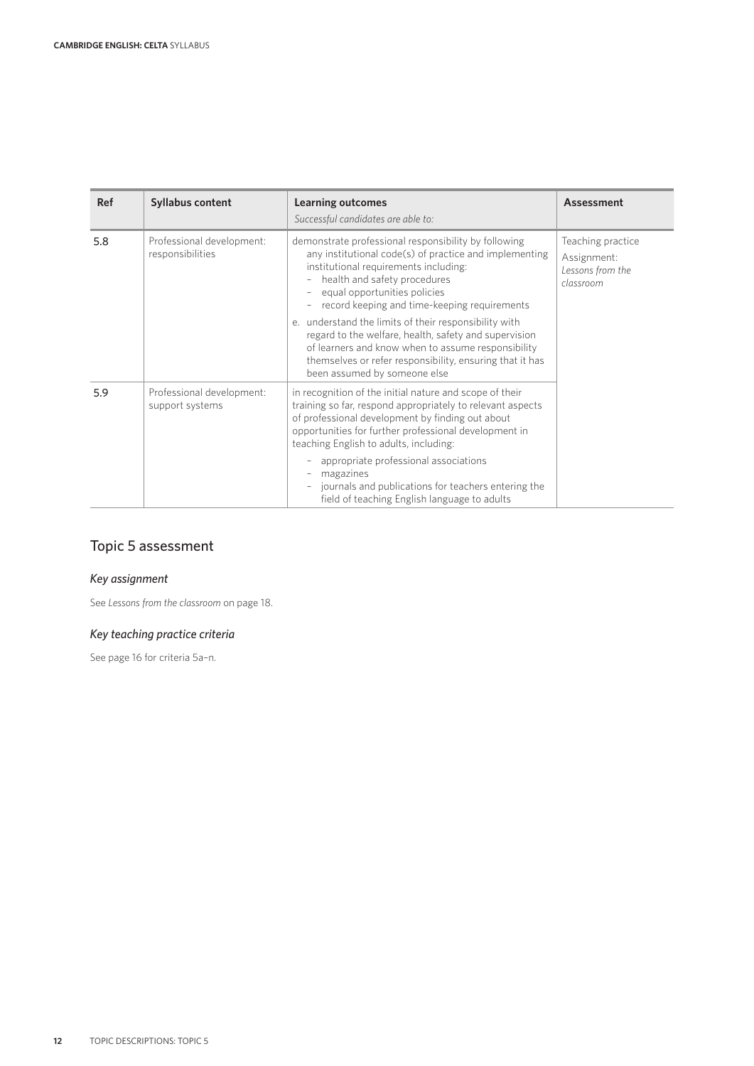| Ref | Syllabus content | Learning outcomes<br>*Successful candidates are able to:* | Assessment |
|---|---|---|---|
| 5.8 | Professional development: responsibilities | demonstrate professional responsibility by following any institutional code(s) of practice and implementing institutional requirements including:<br>– health and safety procedures<br>– equal opportunities policies<br>– record keeping and time-keeping requirements<br>e. understand the limits of their responsibility with regard to the welfare, health, safety and supervision of learners and know when to assume responsibility themselves or refer responsibility, ensuring that it has been assumed by someone else | Teaching practice<br>Assignment: *Lessons from the classroom* |
| 5.9 | Professional development: support systems | in recognition of the initial nature and scope of their training so far, respond appropriately to relevant aspects of professional development by finding out about opportunities for further professional development in teaching English to adults, including:<br>– appropriate professional associations<br>– magazines<br>– journals and publications for teachers entering the field of teaching English language to adults | |

## Topic 5 assessment

### *Key assignment*

See *Lessons from the classroom* on page 18.

### *Key teaching practice criteria*

See page 16 for criteria 5a–n.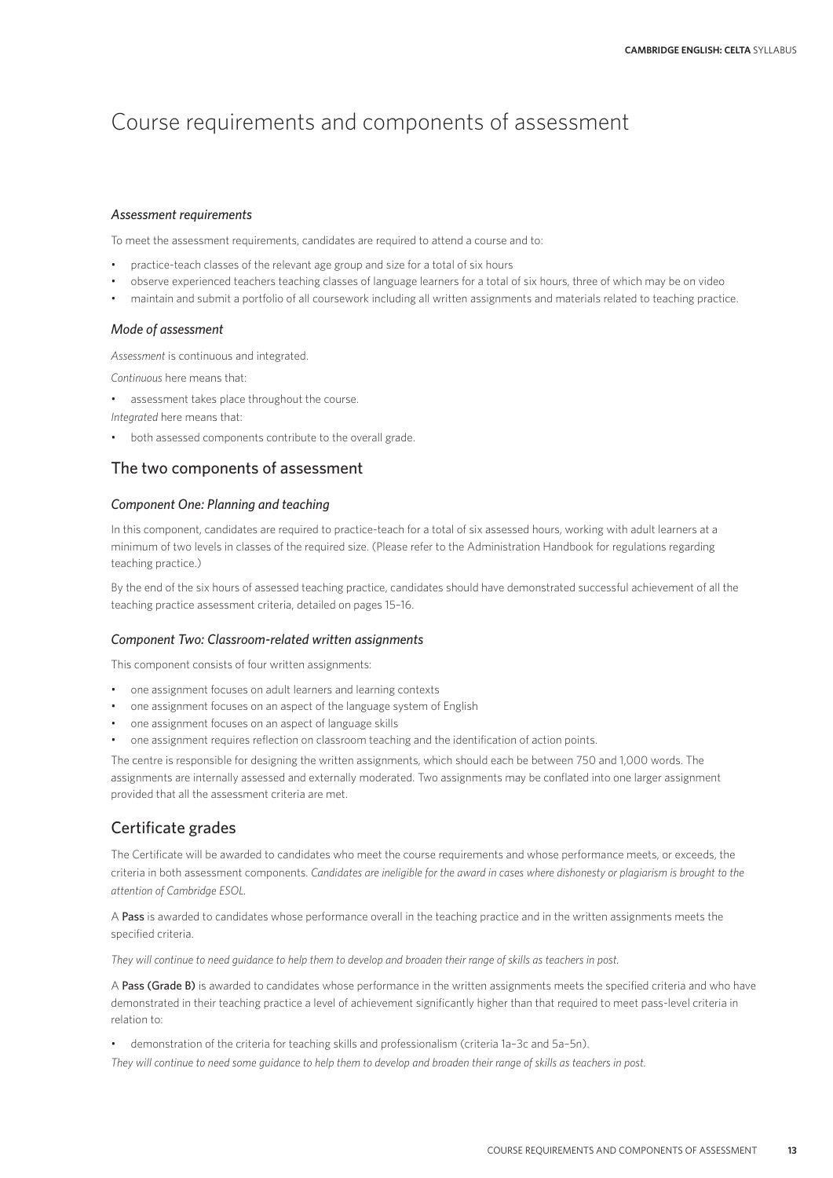# Course requirements and components of assessment

### *Assessment requirements*

To meet the assessment requirements, candidates are required to attend a course and to:

- practice-teach classes of the relevant age group and size for a total of six hours
- observe experienced teachers teaching classes of language learners for a total of six hours, three of which may be on video
- maintain and submit a portfolio of all coursework including all written assignments and materials related to teaching practice.

### *Mode of assessment*

*Assessment* is continuous and integrated.

*Continuous* here means that:

- assessment takes place throughout the course.

*Integrated* here means that:

- both assessed components contribute to the overall grade.

## The two components of assessment

### *Component One: Planning and teaching*

In this component, candidates are required to practice-teach for a total of six assessed hours, working with adult learners at a minimum of two levels in classes of the required size. (Please refer to the Administration Handbook for regulations regarding teaching practice.)

By the end of the six hours of assessed teaching practice, candidates should have demonstrated successful achievement of all the teaching practice assessment criteria, detailed on pages 15–16.

### *Component Two: Classroom-related written assignments*

This component consists of four written assignments:

- one assignment focuses on adult learners and learning contexts
- one assignment focuses on an aspect of the language system of English
- one assignment focuses on an aspect of language skills
- one assignment requires reflection on classroom teaching and the identification of action points.

The centre is responsible for designing the written assignments, which should each be between 750 and 1,000 words. The assignments are internally assessed and externally moderated. Two assignments may be conflated into one larger assignment provided that all the assessment criteria are met.

## Certificate grades

The Certificate will be awarded to candidates who meet the course requirements and whose performance meets, or exceeds, the criteria in both assessment components. *Candidates are ineligible for the award in cases where dishonesty or plagiarism is brought to the attention of Cambridge ESOL.*

A **Pass** is awarded to candidates whose performance overall in the teaching practice and in the written assignments meets the specified criteria.

*They will continue to need guidance to help them to develop and broaden their range of skills as teachers in post.*

A **Pass (Grade B)** is awarded to candidates whose performance in the written assignments meets the specified criteria and who have demonstrated in their teaching practice a level of achievement significantly higher than that required to meet pass-level criteria in relation to:

- demonstration of the criteria for teaching skills and professionalism (criteria 1a–3c and 5a–5n).

*They will continue to need some guidance to help them to develop and broaden their range of skills as teachers in post.*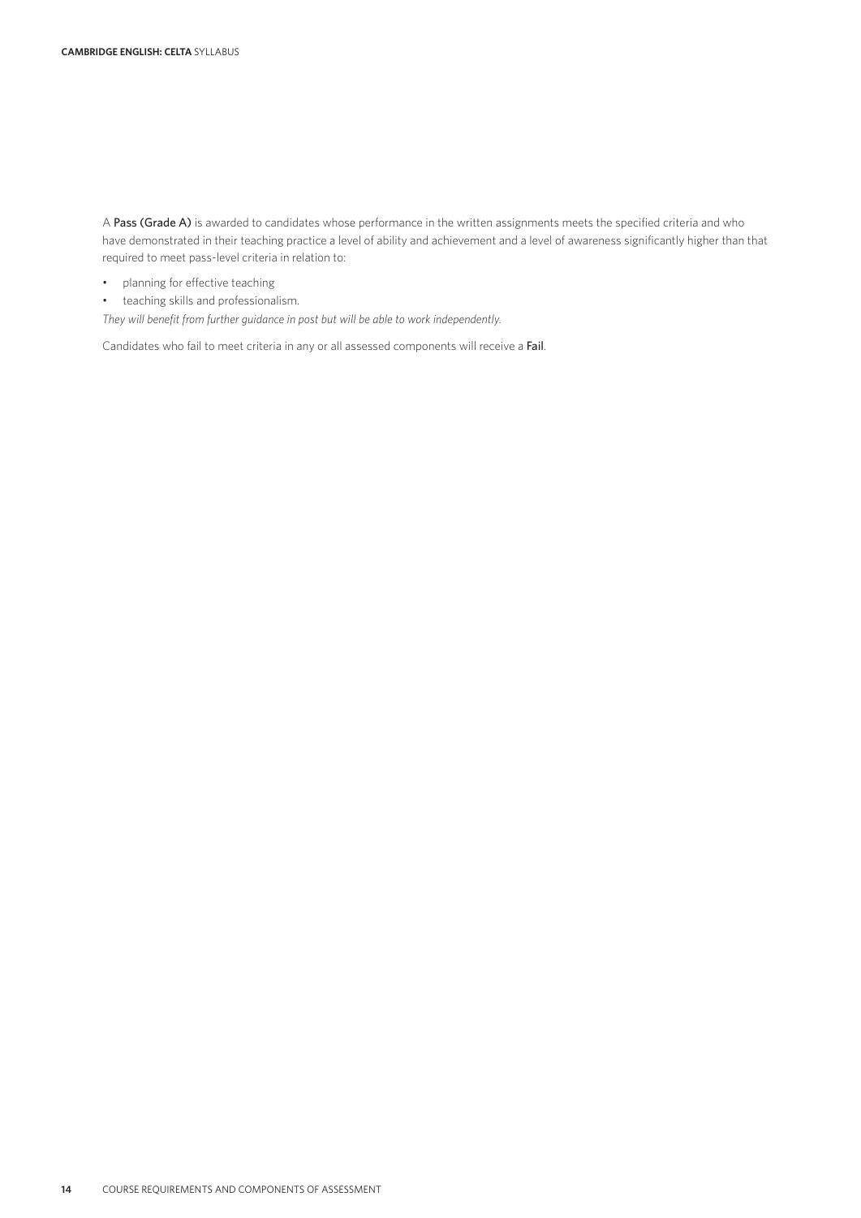A **Pass (Grade A)** is awarded to candidates whose performance in the written assignments meets the specified criteria and who have demonstrated in their teaching practice a level of ability and achievement and a level of awareness significantly higher than that required to meet pass-level criteria in relation to:

- planning for effective teaching
- teaching skills and professionalism.

*They will benefit from further guidance in post but will be able to work independently.*

Candidates who fail to meet criteria in any or all assessed components will receive a **Fail**.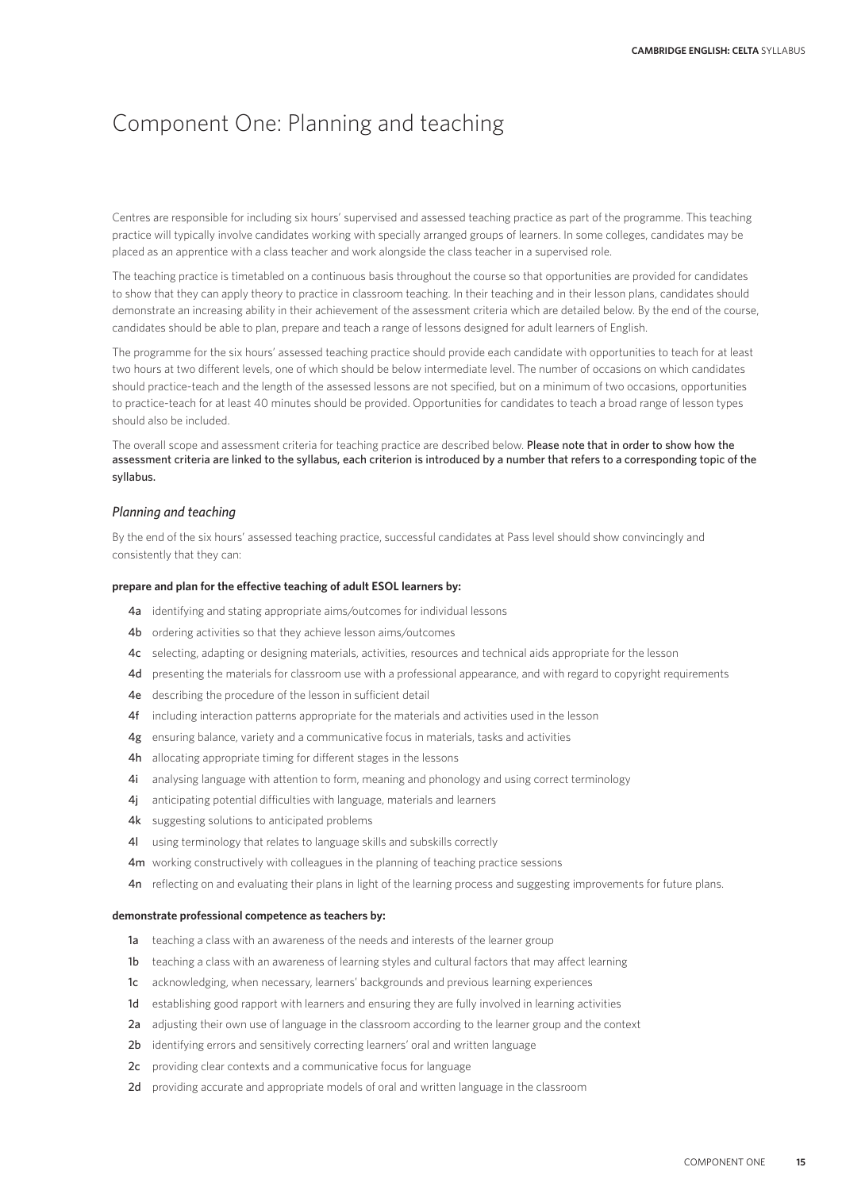# Component One: Planning and teaching

Centres are responsible for including six hours' supervised and assessed teaching practice as part of the programme. This teaching practice will typically involve candidates working with specially arranged groups of learners. In some colleges, candidates may be placed as an apprentice with a class teacher and work alongside the class teacher in a supervised role.

The teaching practice is timetabled on a continuous basis throughout the course so that opportunities are provided for candidates to show that they can apply theory to practice in classroom teaching. In their teaching and in their lesson plans, candidates should demonstrate an increasing ability in their achievement of the assessment criteria which are detailed below. By the end of the course, candidates should be able to plan, prepare and teach a range of lessons designed for adult learners of English.

The programme for the six hours' assessed teaching practice should provide each candidate with opportunities to teach for at least two hours at two different levels, one of which should be below intermediate level. The number of occasions on which candidates should practice-teach and the length of the assessed lessons are not specified, but on a minimum of two occasions, opportunities to practice-teach for at least 40 minutes should be provided. Opportunities for candidates to teach a broad range of lesson types should also be included.

The overall scope and assessment criteria for teaching practice are described below. Please note that in order to show how the assessment criteria are linked to the syllabus, each criterion is introduced by a number that refers to a corresponding topic of the syllabus.

*Planning and teaching*

By the end of the six hours' assessed teaching practice, successful candidates at Pass level should show convincingly and consistently that they can:

**prepare and plan for the effective teaching of adult ESOL learners by:**

- 4a identifying and stating appropriate aims/outcomes for individual lessons
- 4b ordering activities so that they achieve lesson aims/outcomes
- 4c selecting, adapting or designing materials, activities, resources and technical aids appropriate for the lesson
- 4d presenting the materials for classroom use with a professional appearance, and with regard to copyright requirements
- 4e describing the procedure of the lesson in sufficient detail
- 4f including interaction patterns appropriate for the materials and activities used in the lesson
- 4g ensuring balance, variety and a communicative focus in materials, tasks and activities
- 4h allocating appropriate timing for different stages in the lessons
- 4i analysing language with attention to form, meaning and phonology and using correct terminology
- 4j anticipating potential difficulties with language, materials and learners
- 4k suggesting solutions to anticipated problems
- 4l using terminology that relates to language skills and subskills correctly
- 4m working constructively with colleagues in the planning of teaching practice sessions
- 4n reflecting on and evaluating their plans in light of the learning process and suggesting improvements for future plans.

**demonstrate professional competence as teachers by:**

- 1a teaching a class with an awareness of the needs and interests of the learner group
- 1b teaching a class with an awareness of learning styles and cultural factors that may affect learning
- 1c acknowledging, when necessary, learners' backgrounds and previous learning experiences
- 1d establishing good rapport with learners and ensuring they are fully involved in learning activities
- 2a adjusting their own use of language in the classroom according to the learner group and the context
- 2b identifying errors and sensitively correcting learners' oral and written language
- 2c providing clear contexts and a communicative focus for language
- 2d providing accurate and appropriate models of oral and written language in the classroom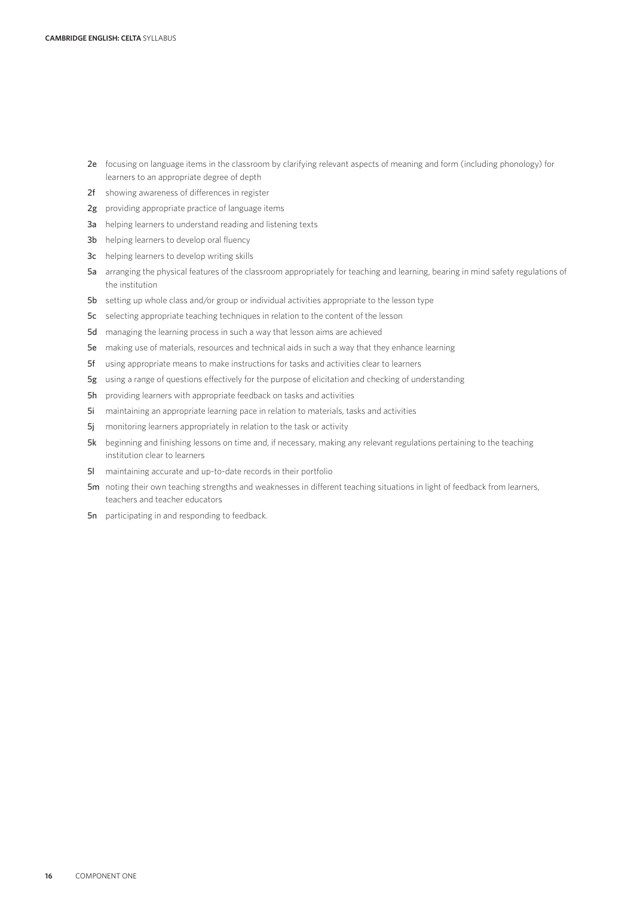- **2e** focusing on language items in the classroom by clarifying relevant aspects of meaning and form (including phonology) for learners to an appropriate degree of depth
- **2f** showing awareness of differences in register
- **2g** providing appropriate practice of language items
- **3a** helping learners to understand reading and listening texts
- **3b** helping learners to develop oral fluency
- **3c** helping learners to develop writing skills
- **5a** arranging the physical features of the classroom appropriately for teaching and learning, bearing in mind safety regulations of the institution
- **5b** setting up whole class and/or group or individual activities appropriate to the lesson type
- **5c** selecting appropriate teaching techniques in relation to the content of the lesson
- **5d** managing the learning process in such a way that lesson aims are achieved
- **5e** making use of materials, resources and technical aids in such a way that they enhance learning
- **5f** using appropriate means to make instructions for tasks and activities clear to learners
- **5g** using a range of questions effectively for the purpose of elicitation and checking of understanding
- **5h** providing learners with appropriate feedback on tasks and activities
- **5i** maintaining an appropriate learning pace in relation to materials, tasks and activities
- **5j** monitoring learners appropriately in relation to the task or activity
- **5k** beginning and finishing lessons on time and, if necessary, making any relevant regulations pertaining to the teaching institution clear to learners
- **5l** maintaining accurate and up-to-date records in their portfolio
- **5m** noting their own teaching strengths and weaknesses in different teaching situations in light of feedback from learners, teachers and teacher educators
- **5n** participating in and responding to feedback.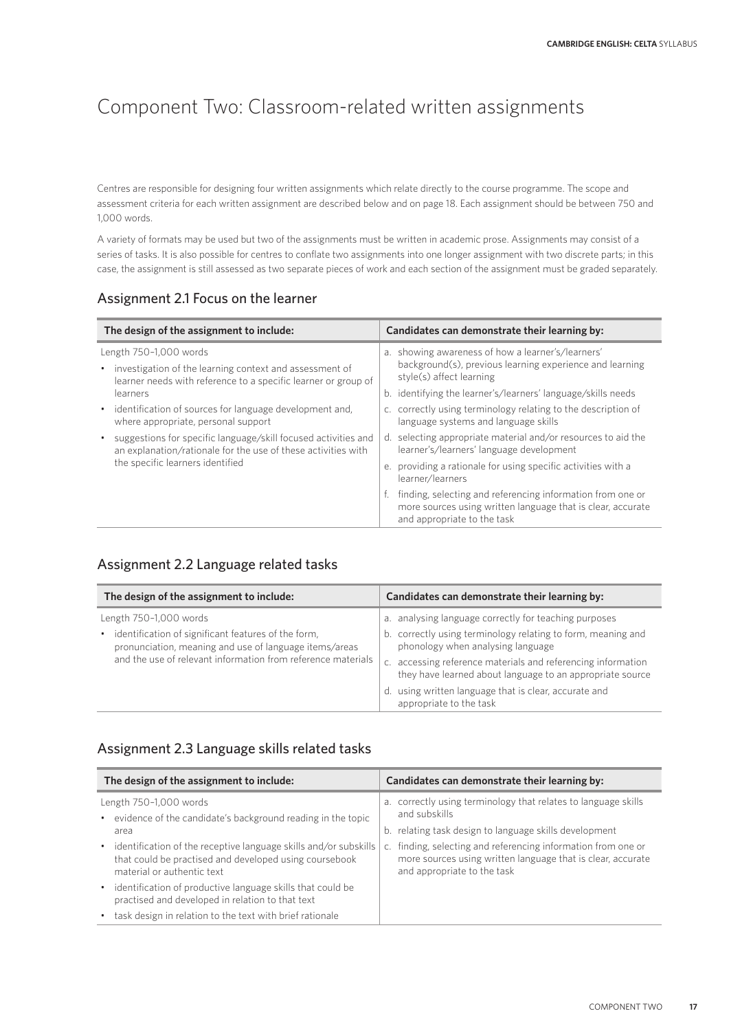# Component Two: Classroom-related written assignments

Centres are responsible for designing four written assignments which relate directly to the course programme. The scope and assessment criteria for each written assignment are described below and on page 18. Each assignment should be between 750 and 1,000 words.

A variety of formats may be used but two of the assignments must be written in academic prose. Assignments may consist of a series of tasks. It is also possible for centres to conflate two assignments into one longer assignment with two discrete parts; in this case, the assignment is still assessed as two separate pieces of work and each section of the assignment must be graded separately.

## Assignment 2.1 Focus on the learner

| The design of the assignment to include: | Candidates can demonstrate their learning by: |
| --- | --- |
| Length 750–1,000 words<br>• investigation of the learning context and assessment of learner needs with reference to a specific learner or group of learners<br>• identification of sources for language development and, where appropriate, personal support<br>• suggestions for specific language/skill focused activities and an explanation/rationale for the use of these activities with the specific learners identified | a. showing awareness of how a learner's/learners' background(s), previous learning experience and learning style(s) affect learning<br>b. identifying the learner's/learners' language/skills needs<br>c. correctly using terminology relating to the description of language systems and language skills<br>d. selecting appropriate material and/or resources to aid the learner's/learners' language development<br>e. providing a rationale for using specific activities with a learner/learners<br>f. finding, selecting and referencing information from one or more sources using written language that is clear, accurate and appropriate to the task |

## Assignment 2.2 Language related tasks

| The design of the assignment to include: | Candidates can demonstrate their learning by: |
| --- | --- |
| Length 750–1,000 words<br>• identification of significant features of the form, pronunciation, meaning and use of language items/areas and the use of relevant information from reference materials | a. analysing language correctly for teaching purposes<br>b. correctly using terminology relating to form, meaning and phonology when analysing language<br>c. accessing reference materials and referencing information they have learned about language to an appropriate source<br>d. using written language that is clear, accurate and appropriate to the task |

## Assignment 2.3 Language skills related tasks

| The design of the assignment to include: | Candidates can demonstrate their learning by: |
| --- | --- |
| Length 750–1,000 words<br>• evidence of the candidate's background reading in the topic area<br>• identification of the receptive language skills and/or subskills that could be practised and developed using coursebook material or authentic text<br>• identification of productive language skills that could be practised and developed in relation to that text<br>• task design in relation to the text with brief rationale | a. correctly using terminology that relates to language skills and subskills<br>b. relating task design to language skills development<br>c. finding, selecting and referencing information from one or more sources using written language that is clear, accurate and appropriate to the task |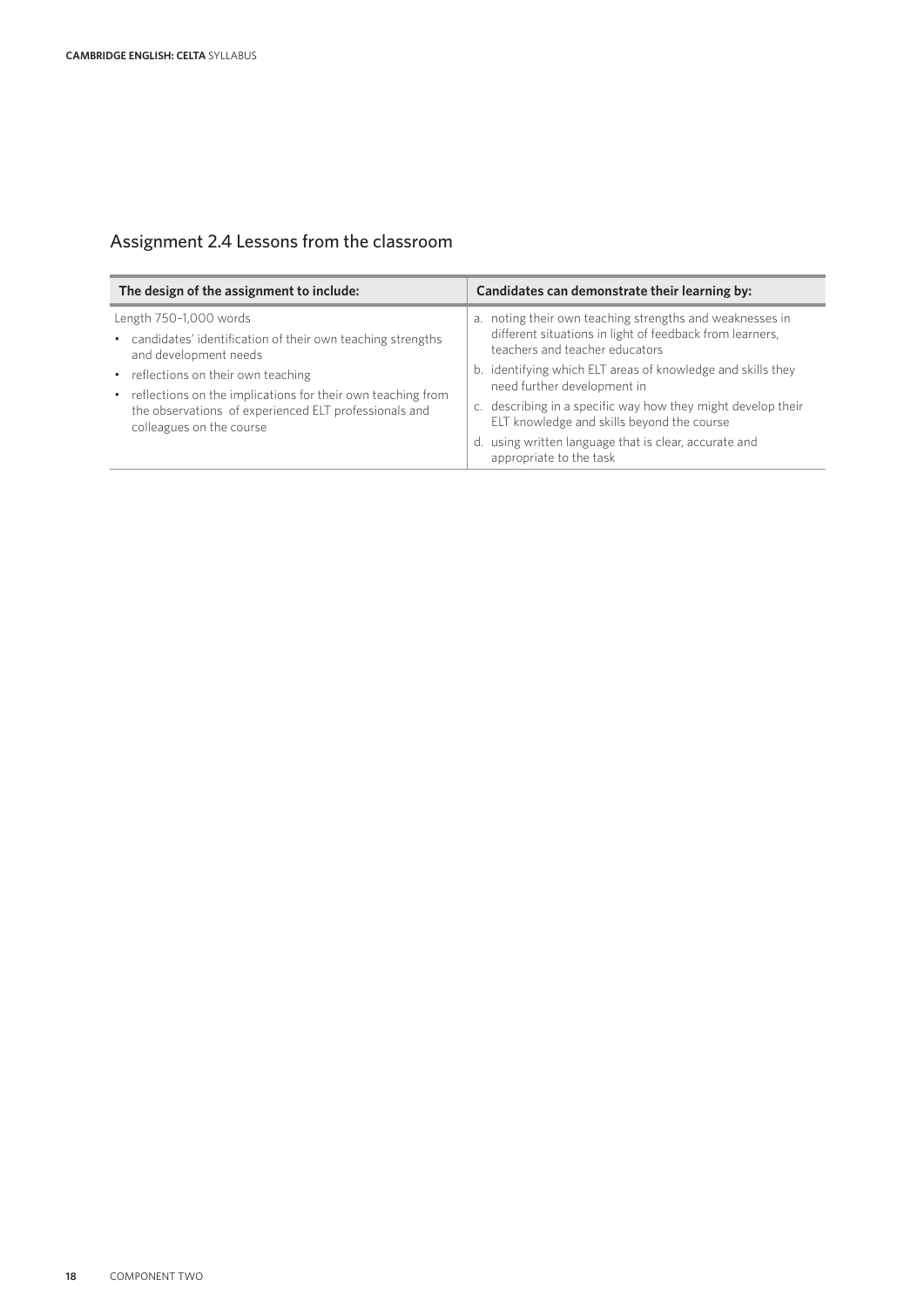## Assignment 2.4 Lessons from the classroom

| The design of the assignment to include: | Candidates can demonstrate their learning by: |
|---|---|
| Length 750–1,000 words<br>• candidates' identification of their own teaching strengths and development needs<br>• reflections on their own teaching<br>• reflections on the implications for their own teaching from the observations of experienced ELT professionals and colleagues on the course | a. noting their own teaching strengths and weaknesses in different situations in light of feedback from learners, teachers and teacher educators<br>b. identifying which ELT areas of knowledge and skills they need further development in<br>c. describing in a specific way how they might develop their ELT knowledge and skills beyond the course<br>d. using written language that is clear, accurate and appropriate to the task |